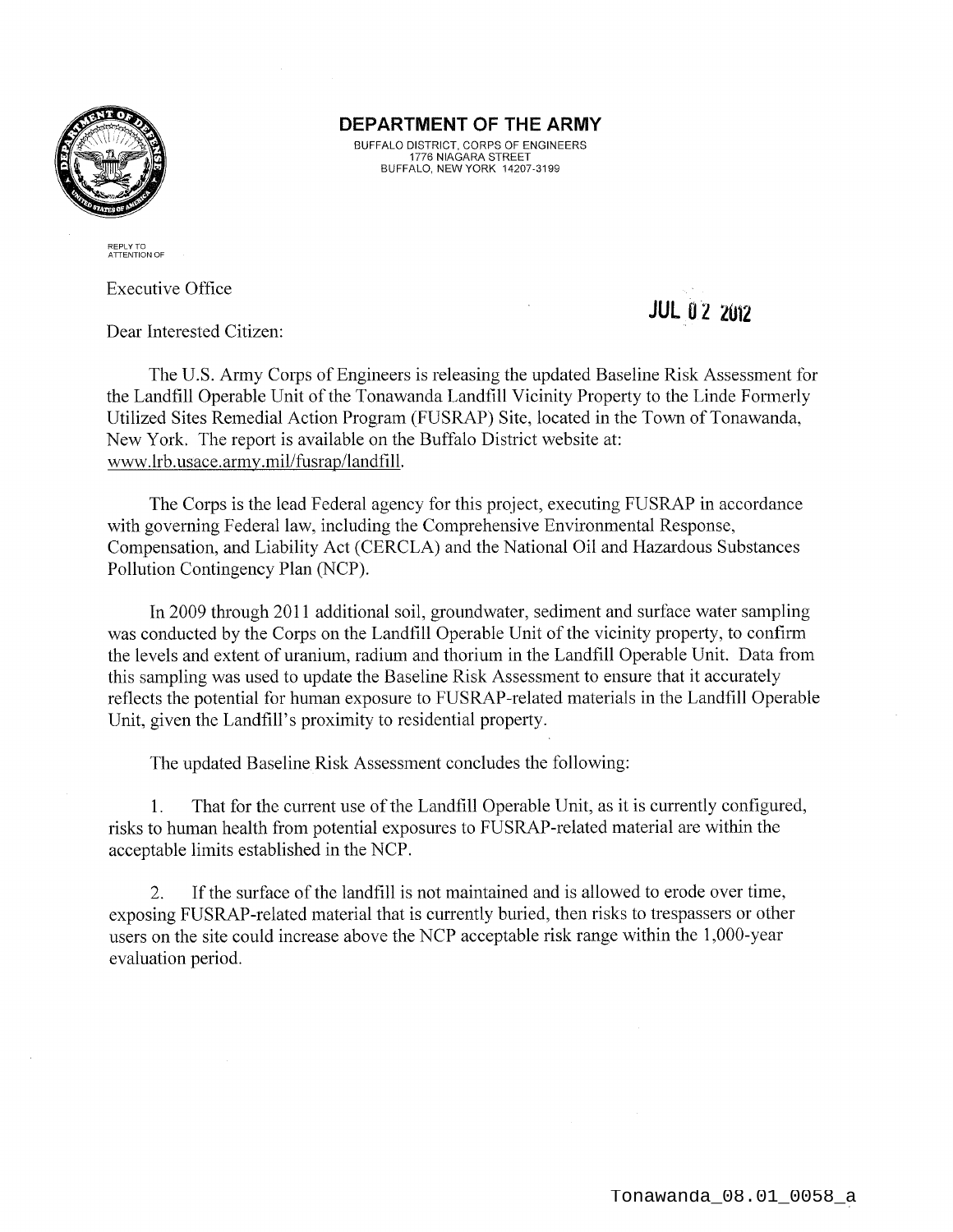# DEPARTMENT OF THE ARMY

BUFFALO DISTRICT, CORPS OF ENGINEERS
1776 NIAGARA STREET
BUFFALO, NEW YORK 14207-3199

REPLY TO
ATTENTION OF

Executive Office

JUL 02 2012

Dear Interested Citizen:

The U.S. Army Corps of Engineers is releasing the updated Baseline Risk Assessment for the Landfill Operable Unit of the Tonawanda Landfill Vicinity Property to the Linde Formerly Utilized Sites Remedial Action Program (FUSRAP) Site, located in the Town of Tonawanda, New York. The report is available on the Buffalo District website at: www.lrb.usace.army.mil/fusrap/landfill.

The Corps is the lead Federal agency for this project, executing FUSRAP in accordance with governing Federal law, including the Comprehensive Environmental Response, Compensation, and Liability Act (CERCLA) and the National Oil and Hazardous Substances Pollution Contingency Plan (NCP).

In 2009 through 2011 additional soil, groundwater, sediment and surface water sampling was conducted by the Corps on the Landfill Operable Unit of the vicinity property, to confirm the levels and extent of uranium, radium and thorium in the Landfill Operable Unit. Data from this sampling was used to update the Baseline Risk Assessment to ensure that it accurately reflects the potential for human exposure to FUSRAP-related materials in the Landfill Operable Unit, given the Landfill's proximity to residential property.

The updated Baseline Risk Assessment concludes the following:

1. That for the current use of the Landfill Operable Unit, as it is currently configured, risks to human health from potential exposures to FUSRAP-related material are within the acceptable limits established in the NCP.

2. If the surface of the landfill is not maintained and is allowed to erode over time, exposing FUSRAP-related material that is currently buried, then risks to trespassers or other users on the site could increase above the NCP acceptable risk range within the 1,000-year evaluation period.

Tonawanda_08.01_0058_a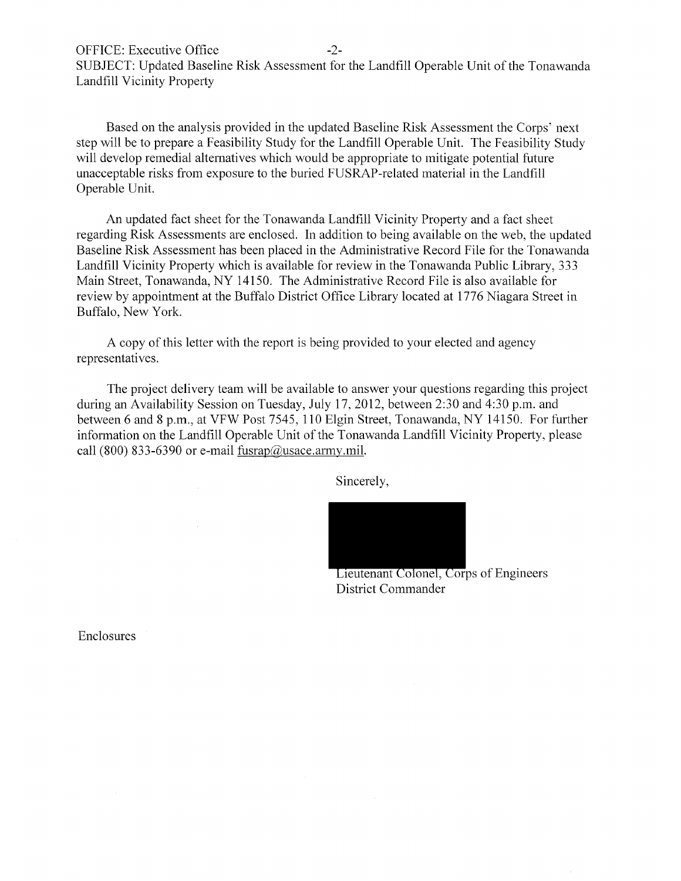OFFICE: Executive Office

SUBJECT: Updated Baseline Risk Assessment for the Landfill Operable Unit of the Tonawanda Landfill Vicinity Property

Based on the analysis provided in the updated Baseline Risk Assessment the Corps' next step will be to prepare a Feasibility Study for the Landfill Operable Unit. The Feasibility Study will develop remedial alternatives which would be appropriate to mitigate potential future unacceptable risks from exposure to the buried FUSRAP-related material in the Landfill Operable Unit.

An updated fact sheet for the Tonawanda Landfill Vicinity Property and a fact sheet regarding Risk Assessments are enclosed. In addition to being available on the web, the updated Baseline Risk Assessment has been placed in the Administrative Record File for the Tonawanda Landfill Vicinity Property which is available for review in the Tonawanda Public Library, 333 Main Street, Tonawanda, NY 14150. The Administrative Record File is also available for review by appointment at the Buffalo District Office Library located at 1776 Niagara Street in Buffalo, New York.

A copy of this letter with the report is being provided to your elected and agency representatives.

The project delivery team will be available to answer your questions regarding this project during an Availability Session on Tuesday, July 17, 2012, between 2:30 and 4:30 p.m. and between 6 and 8 p.m., at VFW Post 7545, 110 Elgin Street, Tonawanda, NY 14150. For further information on the Landfill Operable Unit of the Tonawanda Landfill Vicinity Property, please call (800) 833-6390 or e-mail fusrap@usace.army.mil.

Sincerely,

Lieutenant Colonel, Corps of Engineers
District Commander

Enclosures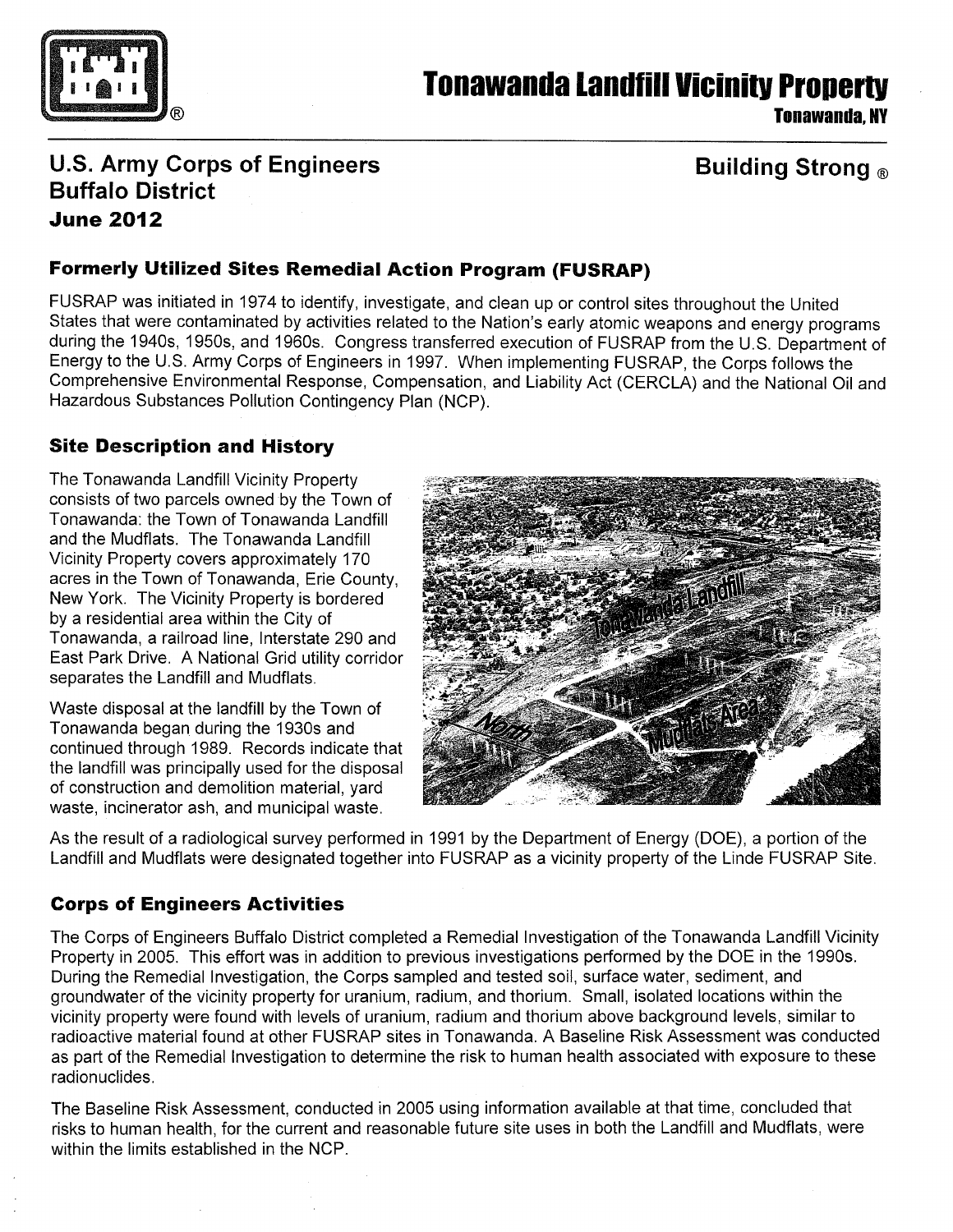# Tonawanda Landfill Vicinity Property

**Tonawanda, NY**

## U.S. Army Corps of Engineers Buffalo District

**Building Strong ®**

**June 2012**

### Formerly Utilized Sites Remedial Action Program (FUSRAP)

FUSRAP was initiated in 1974 to identify, investigate, and clean up or control sites throughout the United States that were contaminated by activities related to the Nation's early atomic weapons and energy programs during the 1940s, 1950s, and 1960s. Congress transferred execution of FUSRAP from the U.S. Department of Energy to the U.S. Army Corps of Engineers in 1997. When implementing FUSRAP, the Corps follows the Comprehensive Environmental Response, Compensation, and Liability Act (CERCLA) and the National Oil and Hazardous Substances Pollution Contingency Plan (NCP).

### Site Description and History

The Tonawanda Landfill Vicinity Property consists of two parcels owned by the Town of Tonawanda: the Town of Tonawanda Landfill and the Mudflats. The Tonawanda Landfill Vicinity Property covers approximately 170 acres in the Town of Tonawanda, Erie County, New York. The Vicinity Property is bordered by a residential area within the City of Tonawanda, a railroad line, Interstate 290 and East Park Drive. A National Grid utility corridor separates the Landfill and Mudflats.

Waste disposal at the landfill by the Town of Tonawanda began during the 1930s and continued through 1989. Records indicate that the landfill was principally used for the disposal of construction and demolition material, yard waste, incinerator ash, and municipal waste.

As the result of a radiological survey performed in 1991 by the Department of Energy (DOE), a portion of the Landfill and Mudflats were designated together into FUSRAP as a vicinity property of the Linde FUSRAP Site.

### Corps of Engineers Activities

The Corps of Engineers Buffalo District completed a Remedial Investigation of the Tonawanda Landfill Vicinity Property in 2005. This effort was in addition to previous investigations performed by the DOE in the 1990s. During the Remedial Investigation, the Corps sampled and tested soil, surface water, sediment, and groundwater of the vicinity property for uranium, radium, and thorium. Small, isolated locations within the vicinity property were found with levels of uranium, radium and thorium above background levels, similar to radioactive material found at other FUSRAP sites in Tonawanda. A Baseline Risk Assessment was conducted as part of the Remedial Investigation to determine the risk to human health associated with exposure to these radionuclides.

The Baseline Risk Assessment, conducted in 2005 using information available at that time, concluded that risks to human health, for the current and reasonable future site uses in both the Landfill and Mudflats, were within the limits established in the NCP.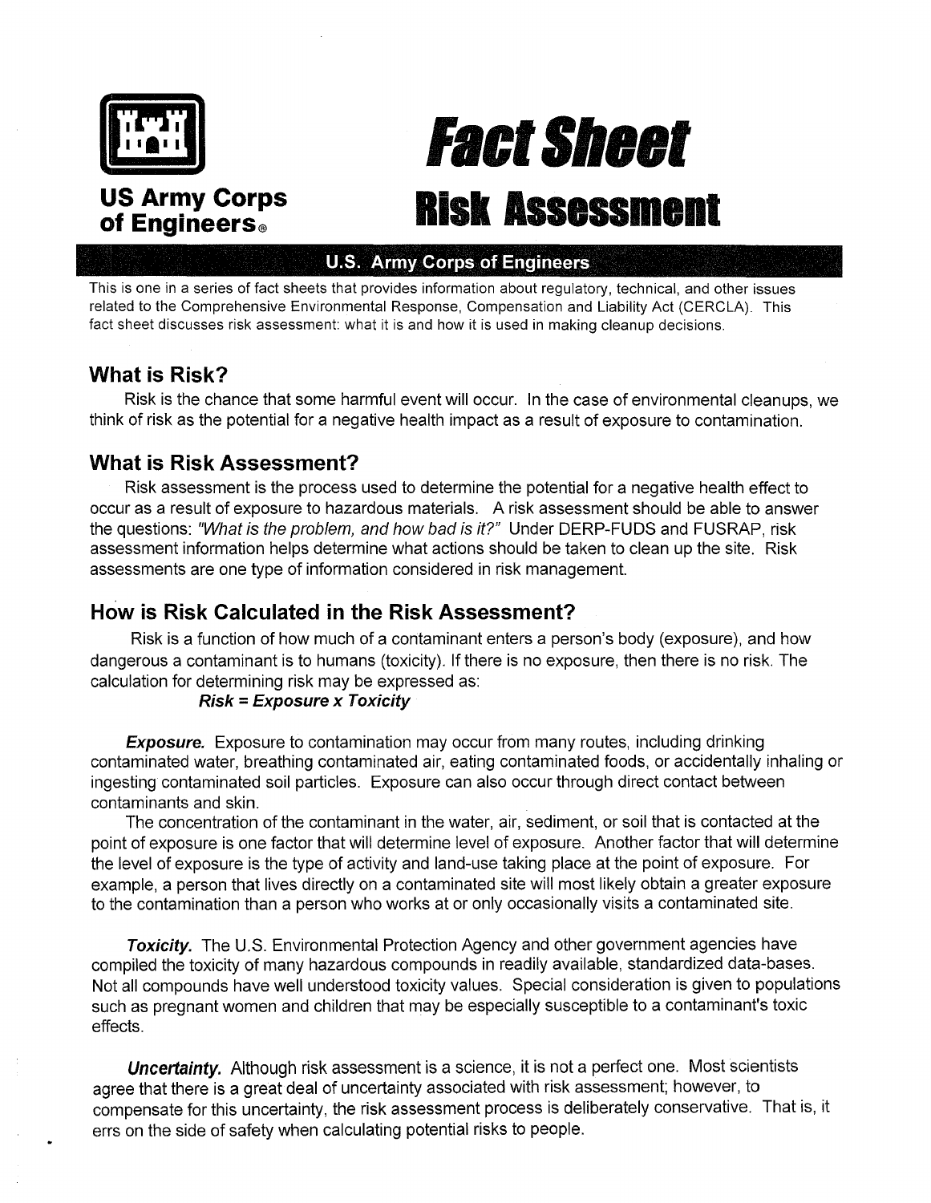**US Army Corps of Engineers®**

# Fact Sheet

# Risk Assessment

**U.S. Army Corps of Engineers**

This is one in a series of fact sheets that provides information about regulatory, technical, and other issues related to the Comprehensive Environmental Response, Compensation and Liability Act (CERCLA). This fact sheet discusses risk assessment: what it is and how it is used in making cleanup decisions.

## What is Risk?

Risk is the chance that some harmful event will occur. In the case of environmental cleanups, we think of risk as the potential for a negative health impact as a result of exposure to contamination.

## What is Risk Assessment?

Risk assessment is the process used to determine the potential for a negative health effect to occur as a result of exposure to hazardous materials. A risk assessment should be able to answer the questions: *"What is the problem, and how bad is it?"* Under DERP-FUDS and FUSRAP, risk assessment information helps determine what actions should be taken to clean up the site. Risk assessments are one type of information considered in risk management.

## How is Risk Calculated in the Risk Assessment?

Risk is a function of how much of a contaminant enters a person's body (exposure), and how dangerous a contaminant is to humans (toxicity). If there is no exposure, then there is no risk. The calculation for determining risk may be expressed as:

***Risk = Exposure x Toxicity***

***Exposure.*** Exposure to contamination may occur from many routes, including drinking contaminated water, breathing contaminated air, eating contaminated foods, or accidentally inhaling or ingesting contaminated soil particles. Exposure can also occur through direct contact between contaminants and skin.

The concentration of the contaminant in the water, air, sediment, or soil that is contacted at the point of exposure is one factor that will determine level of exposure. Another factor that will determine the level of exposure is the type of activity and land-use taking place at the point of exposure. For example, a person that lives directly on a contaminated site will most likely obtain a greater exposure to the contamination than a person who works at or only occasionally visits a contaminated site.

***Toxicity.*** The U.S. Environmental Protection Agency and other government agencies have compiled the toxicity of many hazardous compounds in readily available, standardized data-bases. Not all compounds have well understood toxicity values. Special consideration is given to populations such as pregnant women and children that may be especially susceptible to a contaminant's toxic effects.

***Uncertainty.*** Although risk assessment is a science, it is not a perfect one. Most scientists agree that there is a great deal of uncertainty associated with risk assessment; however, to compensate for this uncertainty, the risk assessment process is deliberately conservative. That is, it errs on the side of safety when calculating potential risks to people.